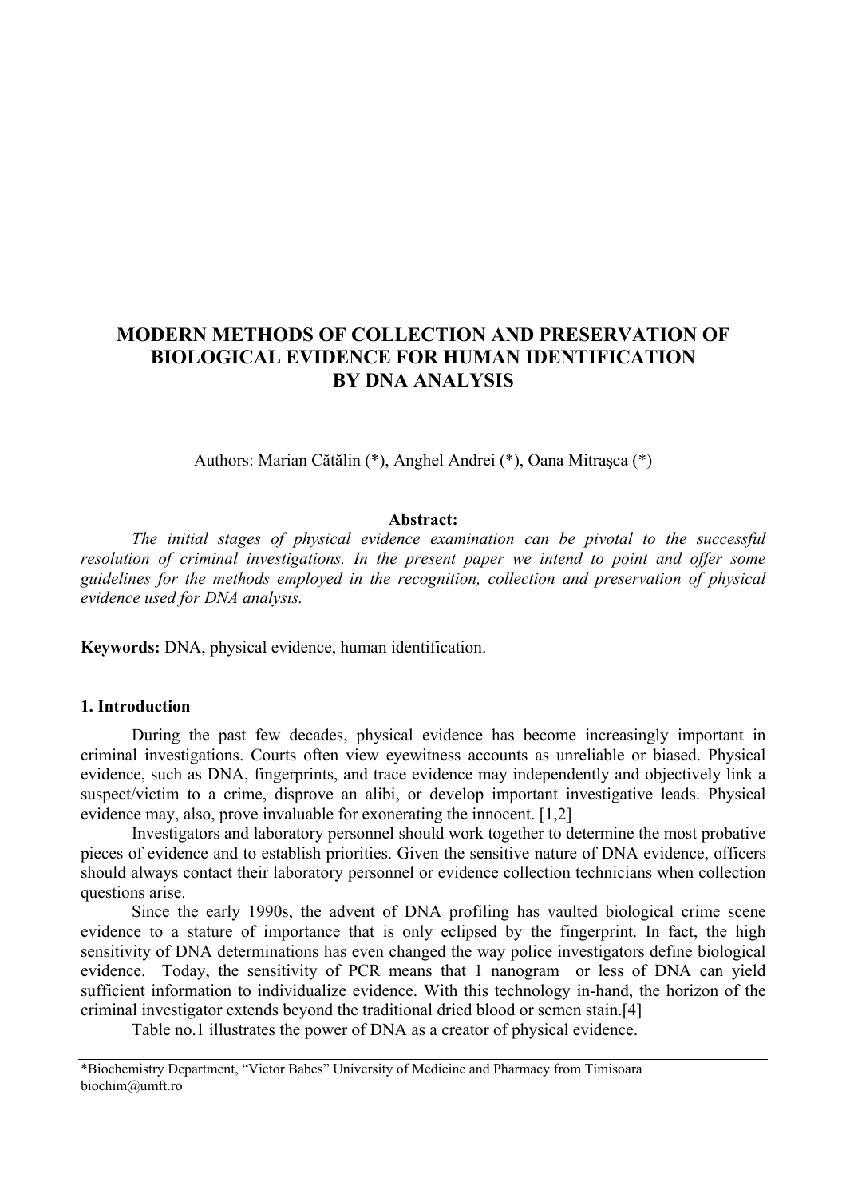# MODERN METHODS OF COLLECTION AND PRESERVATION OF BIOLOGICAL EVIDENCE FOR HUMAN IDENTIFICATION BY DNA ANALYSIS

Authors: Marian Cătălin (\*), Anghel Andrei (\*), Oana Mitraşca (\*)

**Abstract:**

*The initial stages of physical evidence examination can be pivotal to the successful resolution of criminal investigations. In the present paper we intend to point and offer some guidelines for the methods employed in the recognition, collection and preservation of physical evidence used for DNA analysis.*

**Keywords:** DNA, physical evidence, human identification.

## 1. Introduction

During the past few decades, physical evidence has become increasingly important in criminal investigations. Courts often view eyewitness accounts as unreliable or biased. Physical evidence, such as DNA, fingerprints, and trace evidence may independently and objectively link a suspect/victim to a crime, disprove an alibi, or develop important investigative leads. Physical evidence may, also, prove invaluable for exonerating the innocent. [1,2]

Investigators and laboratory personnel should work together to determine the most probative pieces of evidence and to establish priorities. Given the sensitive nature of DNA evidence, officers should always contact their laboratory personnel or evidence collection technicians when collection questions arise.

Since the early 1990s, the advent of DNA profiling has vaulted biological crime scene evidence to a stature of importance that is only eclipsed by the fingerprint. In fact, the high sensitivity of DNA determinations has even changed the way police investigators define biological evidence. Today, the sensitivity of PCR means that 1 nanogram or less of DNA can yield sufficient information to individualize evidence. With this technology in-hand, the horizon of the criminal investigator extends beyond the traditional dried blood or semen stain.[4]

Table no.1 illustrates the power of DNA as a creator of physical evidence.

\*Biochemistry Department, "Victor Babes" University of Medicine and Pharmacy from Timisoara
biochim@umft.ro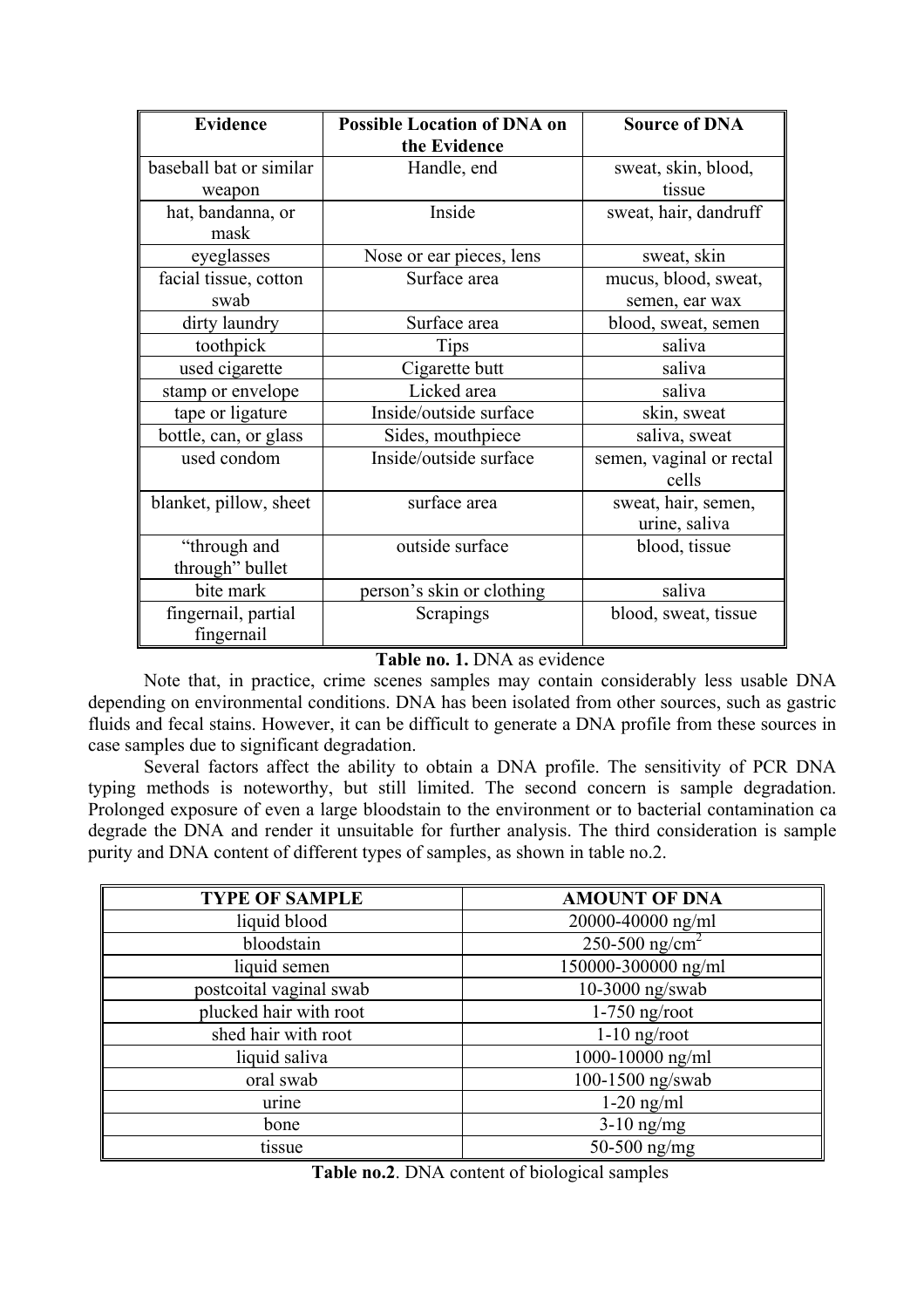| Evidence | Possible Location of DNA on the Evidence | Source of DNA |
|---|---|---|
| baseball bat or similar weapon | Handle, end | sweat, skin, blood, tissue |
| hat, bandanna, or mask | Inside | sweat, hair, dandruff |
| eyeglasses | Nose or ear pieces, lens | sweat, skin |
| facial tissue, cotton swab | Surface area | mucus, blood, sweat, semen, ear wax |
| dirty laundry | Surface area | blood, sweat, semen |
| toothpick | Tips | saliva |
| used cigarette | Cigarette butt | saliva |
| stamp or envelope | Licked area | saliva |
| tape or ligature | Inside/outside surface | skin, sweat |
| bottle, can, or glass | Sides, mouthpiece | saliva, sweat |
| used condom | Inside/outside surface | semen, vaginal or rectal cells |
| blanket, pillow, sheet | surface area | sweat, hair, semen, urine, saliva |
| "through and through" bullet | outside surface | blood, tissue |
| bite mark | person's skin or clothing | saliva |
| fingernail, partial fingernail | Scrapings | blood, sweat, tissue |

**Table no. 1.** DNA as evidence

Note that, in practice, crime scenes samples may contain considerably less usable DNA depending on environmental conditions. DNA has been isolated from other sources, such as gastric fluids and fecal stains. However, it can be difficult to generate a DNA profile from these sources in case samples due to significant degradation.

Several factors affect the ability to obtain a DNA profile. The sensitivity of PCR DNA typing methods is noteworthy, but still limited. The second concern is sample degradation. Prolonged exposure of even a large bloodstain to the environment or to bacterial contamination ca degrade the DNA and render it unsuitable for further analysis. The third consideration is sample purity and DNA content of different types of samples, as shown in table no.2.

| TYPE OF SAMPLE | AMOUNT OF DNA |
|---|---|
| liquid blood | 20000-40000 ng/ml |
| bloodstain | 250-500 ng/cm$^2$ |
| liquid semen | 150000-300000 ng/ml |
| postcoital vaginal swab | 10-3000 ng/swab |
| plucked hair with root | 1-750 ng/root |
| shed hair with root | 1-10 ng/root |
| liquid saliva | 1000-10000 ng/ml |
| oral swab | 100-1500 ng/swab |
| urine | 1-20 ng/ml |
| bone | 3-10 ng/mg |
| tissue | 50-500 ng/mg |

**Table no.2**. DNA content of biological samples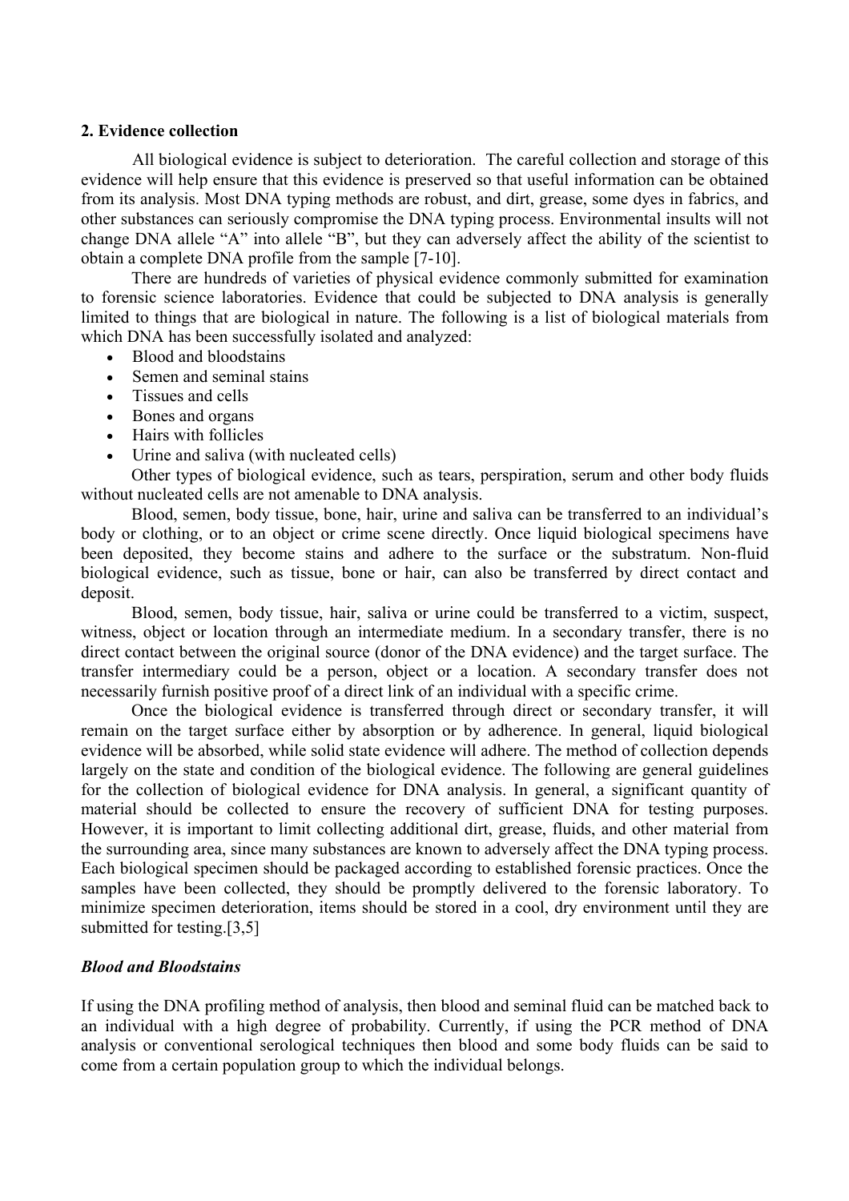## 2. Evidence collection

All biological evidence is subject to deterioration. The careful collection and storage of this evidence will help ensure that this evidence is preserved so that useful information can be obtained from its analysis. Most DNA typing methods are robust, and dirt, grease, some dyes in fabrics, and other substances can seriously compromise the DNA typing process. Environmental insults will not change DNA allele "A" into allele "B", but they can adversely affect the ability of the scientist to obtain a complete DNA profile from the sample [7-10].

There are hundreds of varieties of physical evidence commonly submitted for examination to forensic science laboratories. Evidence that could be subjected to DNA analysis is generally limited to things that are biological in nature. The following is a list of biological materials from which DNA has been successfully isolated and analyzed:

- Blood and bloodstains
- Semen and seminal stains
- Tissues and cells
- Bones and organs
- Hairs with follicles
- Urine and saliva (with nucleated cells)

Other types of biological evidence, such as tears, perspiration, serum and other body fluids without nucleated cells are not amenable to DNA analysis.

Blood, semen, body tissue, bone, hair, urine and saliva can be transferred to an individual's body or clothing, or to an object or crime scene directly. Once liquid biological specimens have been deposited, they become stains and adhere to the surface or the substratum. Non-fluid biological evidence, such as tissue, bone or hair, can also be transferred by direct contact and deposit.

Blood, semen, body tissue, hair, saliva or urine could be transferred to a victim, suspect, witness, object or location through an intermediate medium. In a secondary transfer, there is no direct contact between the original source (donor of the DNA evidence) and the target surface. The transfer intermediary could be a person, object or a location. A secondary transfer does not necessarily furnish positive proof of a direct link of an individual with a specific crime.

Once the biological evidence is transferred through direct or secondary transfer, it will remain on the target surface either by absorption or by adherence. In general, liquid biological evidence will be absorbed, while solid state evidence will adhere. The method of collection depends largely on the state and condition of the biological evidence. The following are general guidelines for the collection of biological evidence for DNA analysis. In general, a significant quantity of material should be collected to ensure the recovery of sufficient DNA for testing purposes. However, it is important to limit collecting additional dirt, grease, fluids, and other material from the surrounding area, since many substances are known to adversely affect the DNA typing process. Each biological specimen should be packaged according to established forensic practices. Once the samples have been collected, they should be promptly delivered to the forensic laboratory. To minimize specimen deterioration, items should be stored in a cool, dry environment until they are submitted for testing.[3,5]

### *Blood and Bloodstains*

If using the DNA profiling method of analysis, then blood and seminal fluid can be matched back to an individual with a high degree of probability. Currently, if using the PCR method of DNA analysis or conventional serological techniques then blood and some body fluids can be said to come from a certain population group to which the individual belongs.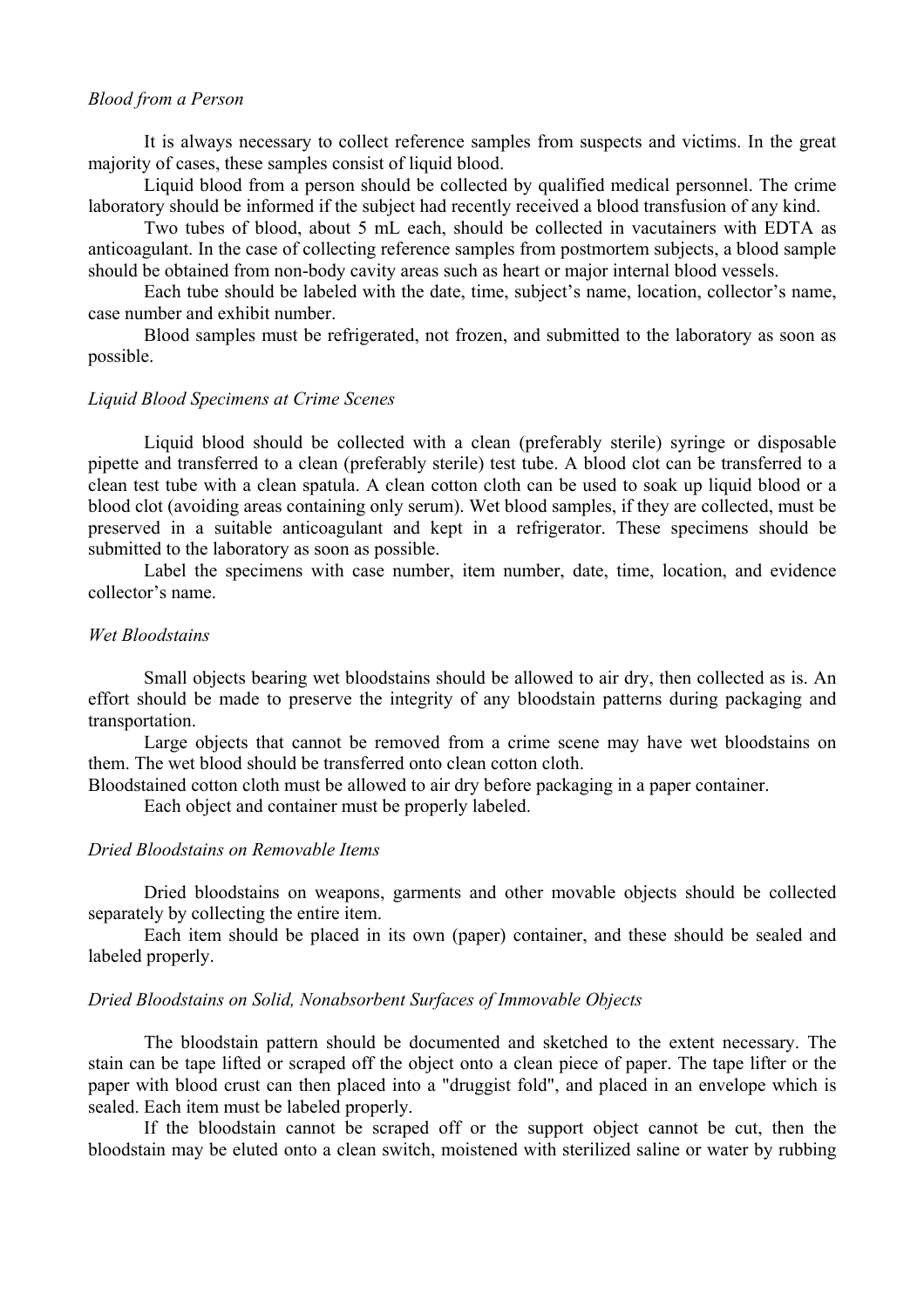*Blood from a Person*

It is always necessary to collect reference samples from suspects and victims. In the great majority of cases, these samples consist of liquid blood.

Liquid blood from a person should be collected by qualified medical personnel. The crime laboratory should be informed if the subject had recently received a blood transfusion of any kind.

Two tubes of blood, about 5 mL each, should be collected in vacutainers with EDTA as anticoagulant. In the case of collecting reference samples from postmortem subjects, a blood sample should be obtained from non-body cavity areas such as heart or major internal blood vessels.

Each tube should be labeled with the date, time, subject's name, location, collector's name, case number and exhibit number.

Blood samples must be refrigerated, not frozen, and submitted to the laboratory as soon as possible.

*Liquid Blood Specimens at Crime Scenes*

Liquid blood should be collected with a clean (preferably sterile) syringe or disposable pipette and transferred to a clean (preferably sterile) test tube. A blood clot can be transferred to a clean test tube with a clean spatula. A clean cotton cloth can be used to soak up liquid blood or a blood clot (avoiding areas containing only serum). Wet blood samples, if they are collected, must be preserved in a suitable anticoagulant and kept in a refrigerator. These specimens should be submitted to the laboratory as soon as possible.

Label the specimens with case number, item number, date, time, location, and evidence collector's name.

*Wet Bloodstains*

Small objects bearing wet bloodstains should be allowed to air dry, then collected as is. An effort should be made to preserve the integrity of any bloodstain patterns during packaging and transportation.

Large objects that cannot be removed from a crime scene may have wet bloodstains on them. The wet blood should be transferred onto clean cotton cloth.

Bloodstained cotton cloth must be allowed to air dry before packaging in a paper container.

Each object and container must be properly labeled.

*Dried Bloodstains on Removable Items*

Dried bloodstains on weapons, garments and other movable objects should be collected separately by collecting the entire item.

Each item should be placed in its own (paper) container, and these should be sealed and labeled properly.

*Dried Bloodstains on Solid, Nonabsorbent Surfaces of Immovable Objects*

The bloodstain pattern should be documented and sketched to the extent necessary. The stain can be tape lifted or scraped off the object onto a clean piece of paper. The tape lifter or the paper with blood crust can then placed into a "druggist fold", and placed in an envelope which is sealed. Each item must be labeled properly.

If the bloodstain cannot be scraped off or the support object cannot be cut, then the bloodstain may be eluted onto a clean switch, moistened with sterilized saline or water by rubbing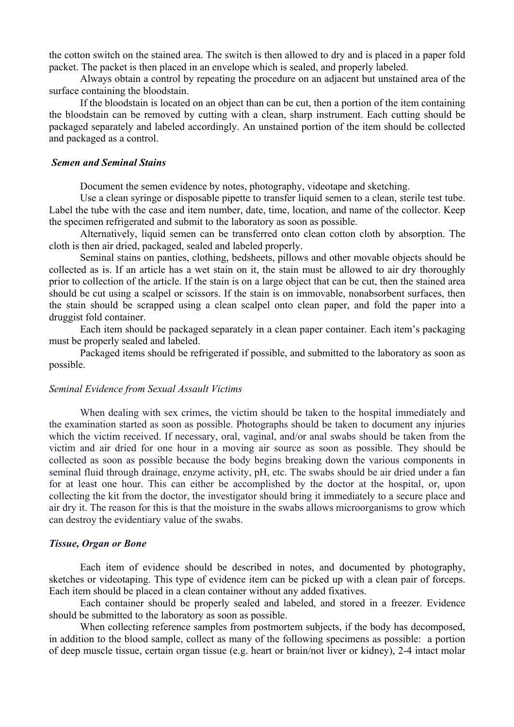the cotton switch on the stained area. The switch is then allowed to dry and is placed in a paper fold packet. The packet is then placed in an envelope which is sealed, and properly labeled.

Always obtain a control by repeating the procedure on an adjacent but unstained area of the surface containing the bloodstain.

If the bloodstain is located on an object than can be cut, then a portion of the item containing the bloodstain can be removed by cutting with a clean, sharp instrument. Each cutting should be packaged separately and labeled accordingly. An unstained portion of the item should be collected and packaged as a control.

### *Semen and Seminal Stains*

Document the semen evidence by notes, photography, videotape and sketching.

Use a clean syringe or disposable pipette to transfer liquid semen to a clean, sterile test tube. Label the tube with the case and item number, date, time, location, and name of the collector. Keep the specimen refrigerated and submit to the laboratory as soon as possible.

Alternatively, liquid semen can be transferred onto clean cotton cloth by absorption. The cloth is then air dried, packaged, sealed and labeled properly.

Seminal stains on panties, clothing, bedsheets, pillows and other movable objects should be collected as is. If an article has a wet stain on it, the stain must be allowed to air dry thoroughly prior to collection of the article. If the stain is on a large object that can be cut, then the stained area should be cut using a scalpel or scissors. If the stain is on immovable, nonabsorbent surfaces, then the stain should be scrapped using a clean scalpel onto clean paper, and fold the paper into a druggist fold container.

Each item should be packaged separately in a clean paper container. Each item's packaging must be properly sealed and labeled.

Packaged items should be refrigerated if possible, and submitted to the laboratory as soon as possible.

#### *Seminal Evidence from Sexual Assault Victims*

When dealing with sex crimes, the victim should be taken to the hospital immediately and the examination started as soon as possible. Photographs should be taken to document any injuries which the victim received. If necessary, oral, vaginal, and/or anal swabs should be taken from the victim and air dried for one hour in a moving air source as soon as possible. They should be collected as soon as possible because the body begins breaking down the various components in seminal fluid through drainage, enzyme activity, pH, etc. The swabs should be air dried under a fan for at least one hour. This can either be accomplished by the doctor at the hospital, or, upon collecting the kit from the doctor, the investigator should bring it immediately to a secure place and air dry it. The reason for this is that the moisture in the swabs allows microorganisms to grow which can destroy the evidentiary value of the swabs.

### *Tissue, Organ or Bone*

Each item of evidence should be described in notes, and documented by photography, sketches or videotaping. This type of evidence item can be picked up with a clean pair of forceps. Each item should be placed in a clean container without any added fixatives.

Each container should be properly sealed and labeled, and stored in a freezer. Evidence should be submitted to the laboratory as soon as possible.

When collecting reference samples from postmortem subjects, if the body has decomposed, in addition to the blood sample, collect as many of the following specimens as possible: a portion of deep muscle tissue, certain organ tissue (e.g. heart or brain/not liver or kidney), 2-4 intact molar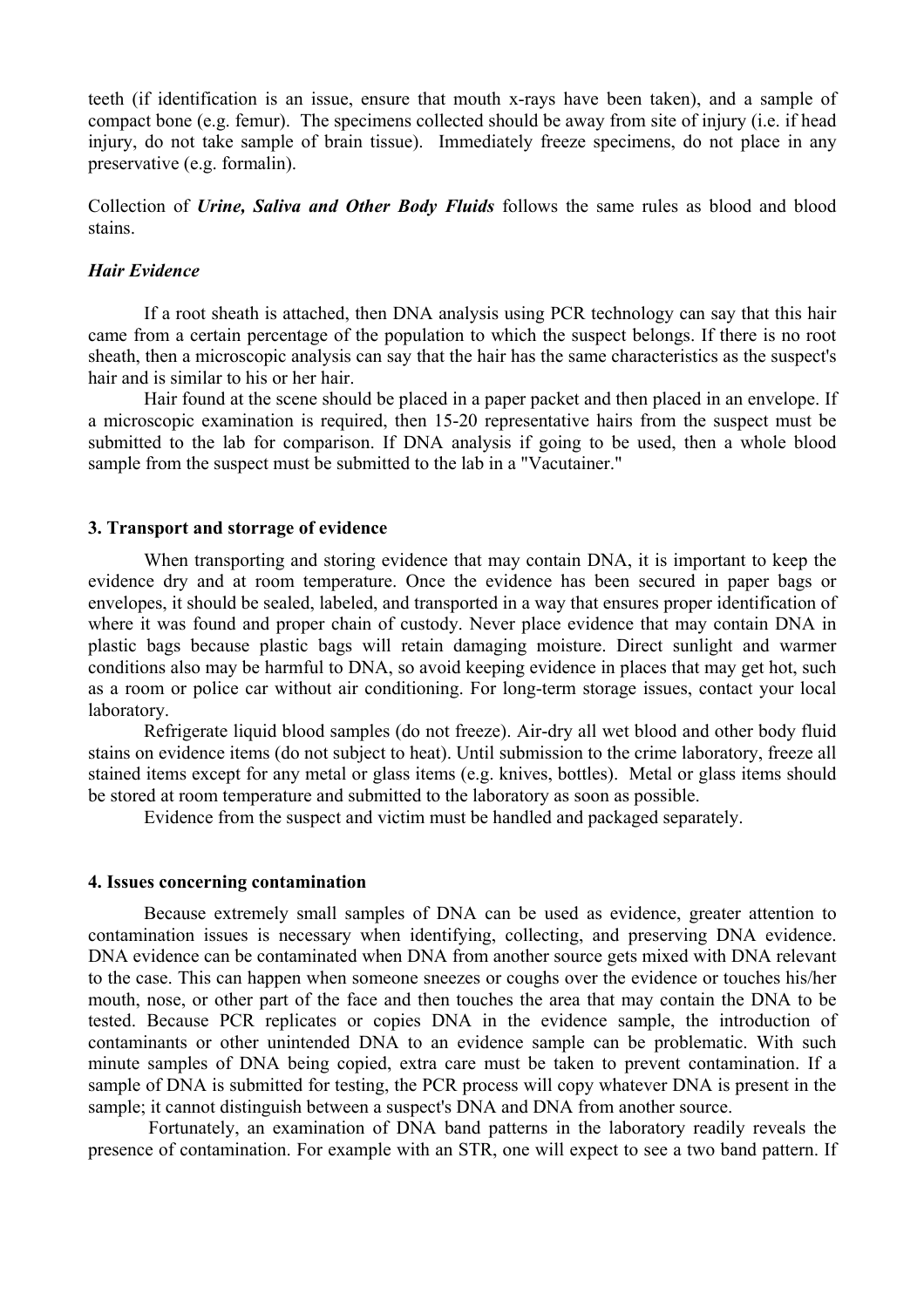teeth (if identification is an issue, ensure that mouth x-rays have been taken), and a sample of compact bone (e.g. femur). The specimens collected should be away from site of injury (i.e. if head injury, do not take sample of brain tissue). Immediately freeze specimens, do not place in any preservative (e.g. formalin).

Collection of ***Urine, Saliva and Other Body Fluids*** follows the same rules as blood and blood stains.

***Hair Evidence***

If a root sheath is attached, then DNA analysis using PCR technology can say that this hair came from a certain percentage of the population to which the suspect belongs. If there is no root sheath, then a microscopic analysis can say that the hair has the same characteristics as the suspect's hair and is similar to his or her hair.

Hair found at the scene should be placed in a paper packet and then placed in an envelope. If a microscopic examination is required, then 15-20 representative hairs from the suspect must be submitted to the lab for comparison. If DNA analysis if going to be used, then a whole blood sample from the suspect must be submitted to the lab in a "Vacutainer."

**3. Transport and storrage of evidence**

When transporting and storing evidence that may contain DNA, it is important to keep the evidence dry and at room temperature. Once the evidence has been secured in paper bags or envelopes, it should be sealed, labeled, and transported in a way that ensures proper identification of where it was found and proper chain of custody. Never place evidence that may contain DNA in plastic bags because plastic bags will retain damaging moisture. Direct sunlight and warmer conditions also may be harmful to DNA, so avoid keeping evidence in places that may get hot, such as a room or police car without air conditioning. For long-term storage issues, contact your local laboratory.

Refrigerate liquid blood samples (do not freeze). Air-dry all wet blood and other body fluid stains on evidence items (do not subject to heat). Until submission to the crime laboratory, freeze all stained items except for any metal or glass items (e.g. knives, bottles). Metal or glass items should be stored at room temperature and submitted to the laboratory as soon as possible.

Evidence from the suspect and victim must be handled and packaged separately.

**4. Issues concerning contamination**

Because extremely small samples of DNA can be used as evidence, greater attention to contamination issues is necessary when identifying, collecting, and preserving DNA evidence. DNA evidence can be contaminated when DNA from another source gets mixed with DNA relevant to the case. This can happen when someone sneezes or coughs over the evidence or touches his/her mouth, nose, or other part of the face and then touches the area that may contain the DNA to be tested. Because PCR replicates or copies DNA in the evidence sample, the introduction of contaminants or other unintended DNA to an evidence sample can be problematic. With such minute samples of DNA being copied, extra care must be taken to prevent contamination. If a sample of DNA is submitted for testing, the PCR process will copy whatever DNA is present in the sample; it cannot distinguish between a suspect's DNA and DNA from another source.

Fortunately, an examination of DNA band patterns in the laboratory readily reveals the presence of contamination. For example with an STR, one will expect to see a two band pattern. If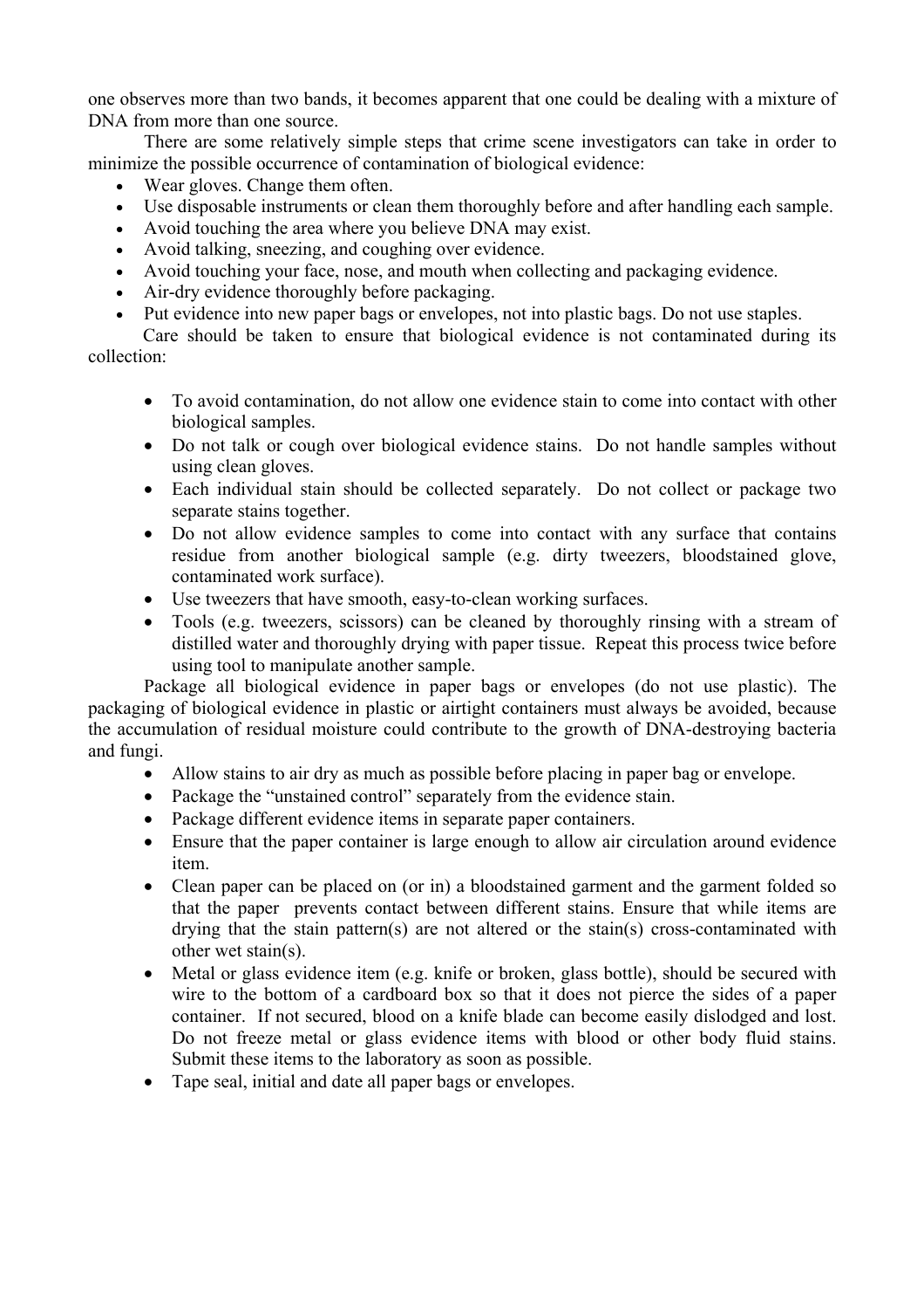one observes more than two bands, it becomes apparent that one could be dealing with a mixture of DNA from more than one source.

There are some relatively simple steps that crime scene investigators can take in order to minimize the possible occurrence of contamination of biological evidence:

- Wear gloves. Change them often.
- Use disposable instruments or clean them thoroughly before and after handling each sample.
- Avoid touching the area where you believe DNA may exist.
- Avoid talking, sneezing, and coughing over evidence.
- Avoid touching your face, nose, and mouth when collecting and packaging evidence.
- Air-dry evidence thoroughly before packaging.
- Put evidence into new paper bags or envelopes, not into plastic bags. Do not use staples.

Care should be taken to ensure that biological evidence is not contaminated during its collection:

- To avoid contamination, do not allow one evidence stain to come into contact with other biological samples.
- Do not talk or cough over biological evidence stains. Do not handle samples without using clean gloves.
- Each individual stain should be collected separately. Do not collect or package two separate stains together.
- Do not allow evidence samples to come into contact with any surface that contains residue from another biological sample (e.g. dirty tweezers, bloodstained glove, contaminated work surface).
- Use tweezers that have smooth, easy-to-clean working surfaces.
- Tools (e.g. tweezers, scissors) can be cleaned by thoroughly rinsing with a stream of distilled water and thoroughly drying with paper tissue. Repeat this process twice before using tool to manipulate another sample.

Package all biological evidence in paper bags or envelopes (do not use plastic). The packaging of biological evidence in plastic or airtight containers must always be avoided, because the accumulation of residual moisture could contribute to the growth of DNA-destroying bacteria and fungi.

- Allow stains to air dry as much as possible before placing in paper bag or envelope.
- Package the "unstained control" separately from the evidence stain.
- Package different evidence items in separate paper containers.
- Ensure that the paper container is large enough to allow air circulation around evidence item.
- Clean paper can be placed on (or in) a bloodstained garment and the garment folded so that the paper prevents contact between different stains. Ensure that while items are drying that the stain pattern(s) are not altered or the stain(s) cross-contaminated with other wet stain(s).
- Metal or glass evidence item (e.g. knife or broken, glass bottle), should be secured with wire to the bottom of a cardboard box so that it does not pierce the sides of a paper container. If not secured, blood on a knife blade can become easily dislodged and lost. Do not freeze metal or glass evidence items with blood or other body fluid stains. Submit these items to the laboratory as soon as possible.
- Tape seal, initial and date all paper bags or envelopes.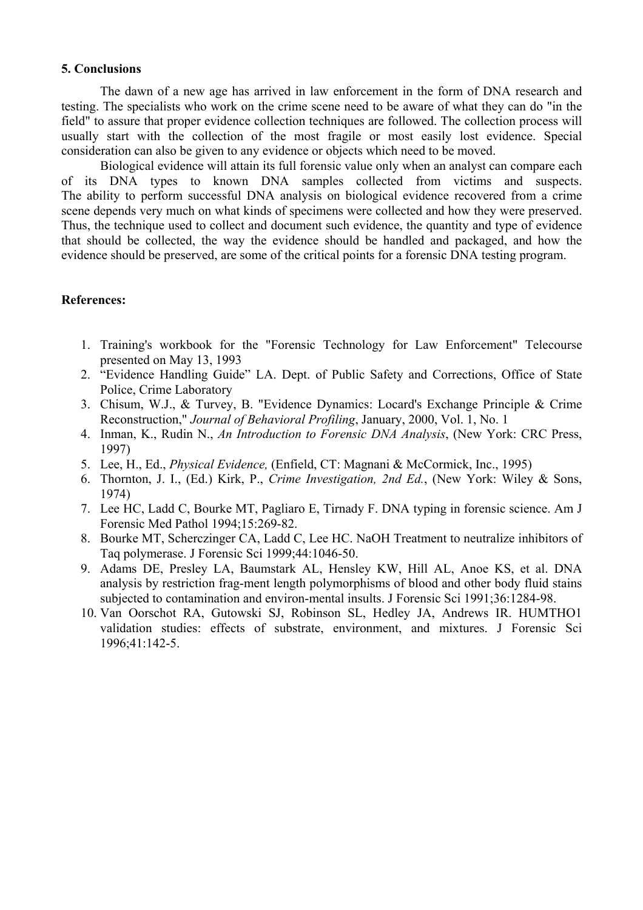## 5. Conclusions

The dawn of a new age has arrived in law enforcement in the form of DNA research and testing. The specialists who work on the crime scene need to be aware of what they can do "in the field" to assure that proper evidence collection techniques are followed. The collection process will usually start with the collection of the most fragile or most easily lost evidence. Special consideration can also be given to any evidence or objects which need to be moved.

Biological evidence will attain its full forensic value only when an analyst can compare each of its DNA types to known DNA samples collected from victims and suspects. The ability to perform successful DNA analysis on biological evidence recovered from a crime scene depends very much on what kinds of specimens were collected and how they were preserved. Thus, the technique used to collect and document such evidence, the quantity and type of evidence that should be collected, the way the evidence should be handled and packaged, and how the evidence should be preserved, are some of the critical points for a forensic DNA testing program.

## References:

1. Training's workbook for the "Forensic Technology for Law Enforcement" Telecourse presented on May 13, 1993
2. "Evidence Handling Guide" LA. Dept. of Public Safety and Corrections, Office of State Police, Crime Laboratory
3. Chisum, W.J., & Turvey, B. "Evidence Dynamics: Locard's Exchange Principle & Crime Reconstruction," *Journal of Behavioral Profiling*, January, 2000, Vol. 1, No. 1
4. Inman, K., Rudin N., *An Introduction to Forensic DNA Analysis*, (New York: CRC Press, 1997)
5. Lee, H., Ed., *Physical Evidence,* (Enfield, CT: Magnani & McCormick, Inc., 1995)
6. Thornton, J. I., (Ed.) Kirk, P., *Crime Investigation, 2nd Ed.*, (New York: Wiley & Sons, 1974)
7. Lee HC, Ladd C, Bourke MT, Pagliaro E, Tirnady F. DNA typing in forensic science. Am J Forensic Med Pathol 1994;15:269-82.
8. Bourke MT, Scherczinger CA, Ladd C, Lee HC. NaOH Treatment to neutralize inhibitors of Taq polymerase. J Forensic Sci 1999;44:1046-50.
9. Adams DE, Presley LA, Baumstark AL, Hensley KW, Hill AL, Anoe KS, et al. DNA analysis by restriction frag-ment length polymorphisms of blood and other body fluid stains subjected to contamination and environ-mental insults. J Forensic Sci 1991;36:1284-98.
10. Van Oorschot RA, Gutowski SJ, Robinson SL, Hedley JA, Andrews IR. HUMTHO1 validation studies: effects of substrate, environment, and mixtures. J Forensic Sci 1996;41:142-5.